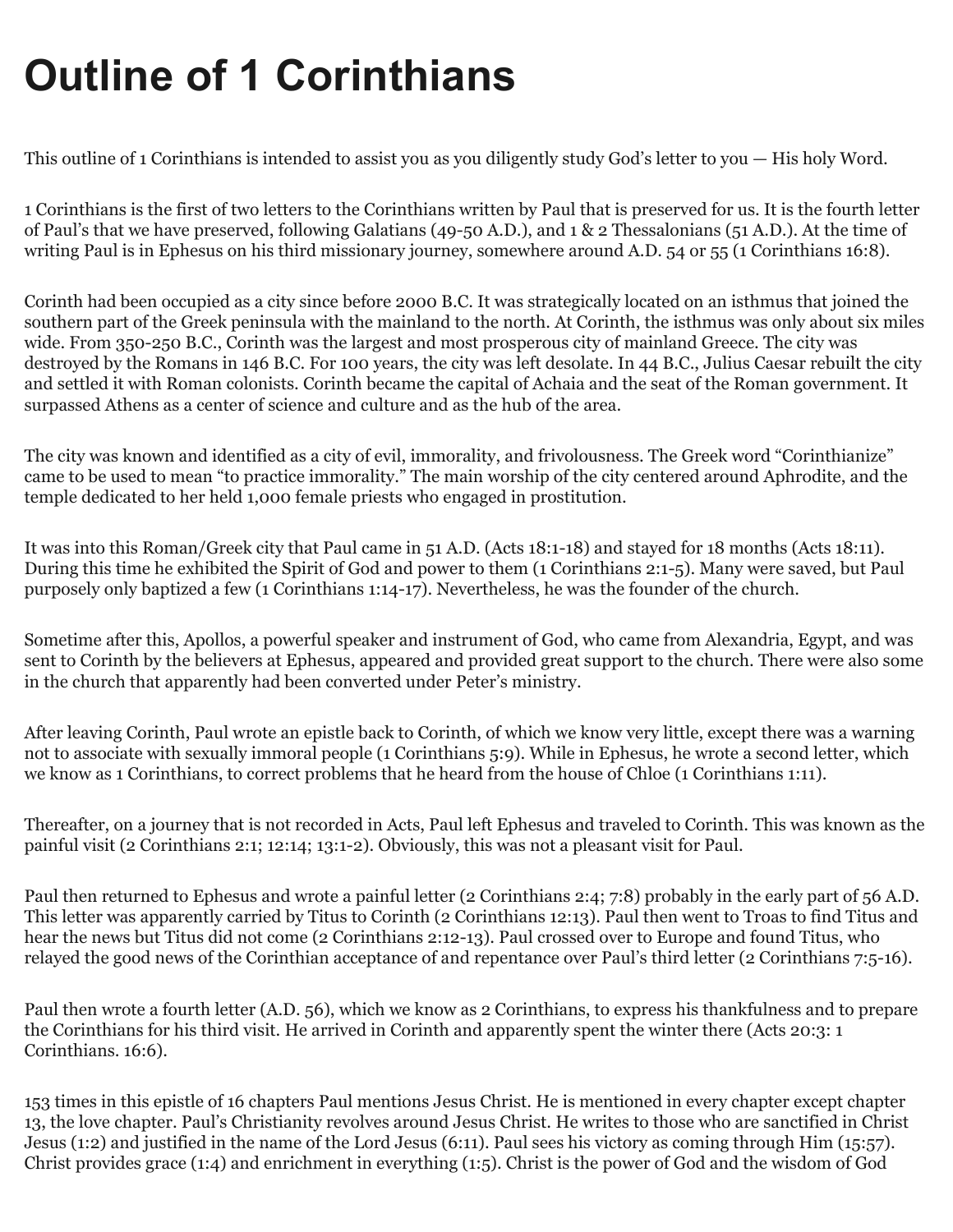# Outline of 1 Corinthians

This outline of 1 Corinthians is intended to assist you as you diligently study God's letter to you — His holy Word.

1 Corinthians is the first of two letters to the Corinthians written by Paul that is preserved for us. It is the fourth letter of Paul's that we have preserved, following Galatians (49-50 A.D.), and 1 & 2 Thessalonians (51 A.D.). At the time of writing Paul is in Ephesus on his third missionary journey, somewhere around A.D. 54 or 55 (1 Corinthians 16:8).

Corinth had been occupied as a city since before 2000 B.C. It was strategically located on an isthmus that joined the southern part of the Greek peninsula with the mainland to the north. At Corinth, the isthmus was only about six miles wide. From 350-250 B.C., Corinth was the largest and most prosperous city of mainland Greece. The city was destroyed by the Romans in 146 B.C. For 100 years, the city was left desolate. In 44 B.C., Julius Caesar rebuilt the city and settled it with Roman colonists. Corinth became the capital of Achaia and the seat of the Roman government. It surpassed Athens as a center of science and culture and as the hub of the area.

The city was known and identified as a city of evil, immorality, and frivolousness. The Greek word "Corinthianize" came to be used to mean "to practice immorality." The main worship of the city centered around Aphrodite, and the temple dedicated to her held 1,000 female priests who engaged in prostitution.

It was into this Roman/Greek city that Paul came in 51 A.D. (Acts 18:1-18) and stayed for 18 months (Acts 18:11). During this time he exhibited the Spirit of God and power to them (1 Corinthians 2:1-5). Many were saved, but Paul purposely only baptized a few (1 Corinthians 1:14-17). Nevertheless, he was the founder of the church.

Sometime after this, Apollos, a powerful speaker and instrument of God, who came from Alexandria, Egypt, and was sent to Corinth by the believers at Ephesus, appeared and provided great support to the church. There were also some in the church that apparently had been converted under Peter's ministry.

After leaving Corinth, Paul wrote an epistle back to Corinth, of which we know very little, except there was a warning not to associate with sexually immoral people (1 Corinthians 5:9). While in Ephesus, he wrote a second letter, which we know as 1 Corinthians, to correct problems that he heard from the house of Chloe (1 Corinthians 1:11).

Thereafter, on a journey that is not recorded in Acts, Paul left Ephesus and traveled to Corinth. This was known as the painful visit (2 Corinthians 2:1; 12:14; 13:1-2). Obviously, this was not a pleasant visit for Paul.

Paul then returned to Ephesus and wrote a painful letter (2 Corinthians 2:4; 7:8) probably in the early part of 56 A.D. This letter was apparently carried by Titus to Corinth (2 Corinthians 12:13). Paul then went to Troas to find Titus and hear the news but Titus did not come (2 Corinthians 2:12-13). Paul crossed over to Europe and found Titus, who relayed the good news of the Corinthian acceptance of and repentance over Paul's third letter (2 Corinthians 7:5-16).

Paul then wrote a fourth letter (A.D. 56), which we know as 2 Corinthians, to express his thankfulness and to prepare the Corinthians for his third visit. He arrived in Corinth and apparently spent the winter there (Acts 20:3: 1 Corinthians. 16:6).

153 times in this epistle of 16 chapters Paul mentions Jesus Christ. He is mentioned in every chapter except chapter 13, the love chapter. Paul's Christianity revolves around Jesus Christ. He writes to those who are sanctified in Christ Jesus (1:2) and justified in the name of the Lord Jesus (6:11). Paul sees his victory as coming through Him (15:57). Christ provides grace (1:4) and enrichment in everything (1:5). Christ is the power of God and the wisdom of God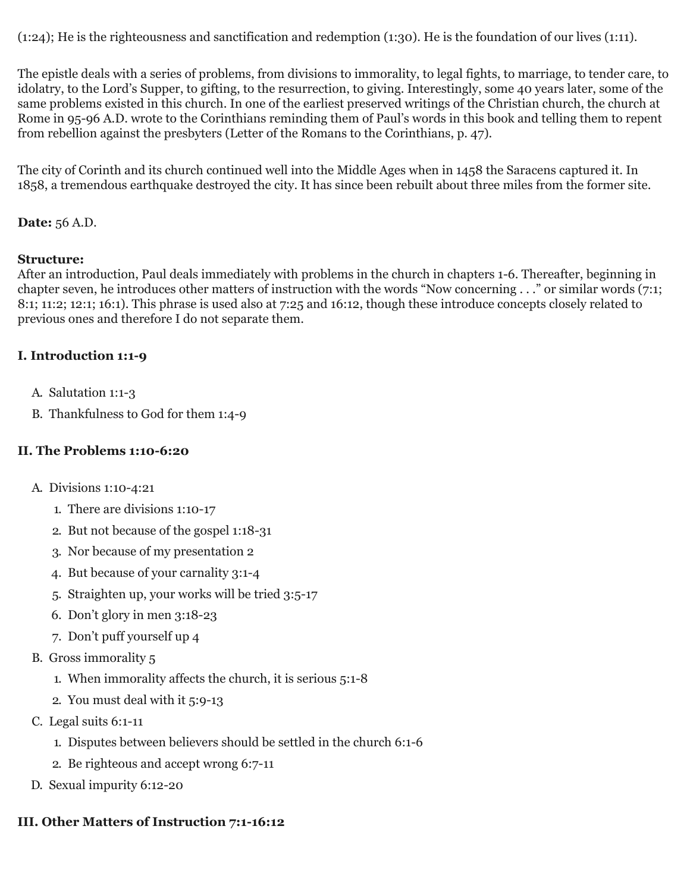(1:24); He is the righteousness and sanctification and redemption (1:30). He is the foundation of our lives (1:11).

The epistle deals with a series of problems, from divisions to immorality, to legal fights, to marriage, to tender care, to idolatry, to the Lord's Supper, to gifting, to the resurrection, to giving. Interestingly, some 40 years later, some of the same problems existed in this church. In one of the earliest preserved writings of the Christian church, the church at Rome in 95-96 A.D. wrote to the Corinthians reminding them of Paul's words in this book and telling them to repent from rebellion against the presbyters (Letter of the Romans to the Corinthians, p. 47).

The city of Corinth and its church continued well into the Middle Ages when in 1458 the Saracens captured it. In 1858, a tremendous earthquake destroyed the city. It has since been rebuilt about three miles from the former site.

**Date:** 56 A.D.

**Structure:**
After an introduction, Paul deals immediately with problems in the church in chapters 1-6. Thereafter, beginning in chapter seven, he introduces other matters of instruction with the words "Now concerning . . ." or similar words (7:1; 8:1; 11:2; 12:1; 16:1). This phrase is used also at 7:25 and 16:12, though these introduce concepts closely related to previous ones and therefore I do not separate them.

### I. Introduction 1:1-9

A. Salutation 1:1-3
B. Thankfulness to God for them 1:4-9

### II. The Problems 1:10-6:20

A. Divisions 1:10-4:21
   1. There are divisions 1:10-17
   2. But not because of the gospel 1:18-31
   3. Nor because of my presentation 2
   4. But because of your carnality 3:1-4
   5. Straighten up, your works will be tried 3:5-17
   6. Don't glory in men 3:18-23
   7. Don't puff yourself up 4
B. Gross immorality 5
   1. When immorality affects the church, it is serious 5:1-8
   2. You must deal with it 5:9-13
C. Legal suits 6:1-11
   1. Disputes between believers should be settled in the church 6:1-6
   2. Be righteous and accept wrong 6:7-11
D. Sexual impurity 6:12-20

### III. Other Matters of Instruction 7:1-16:12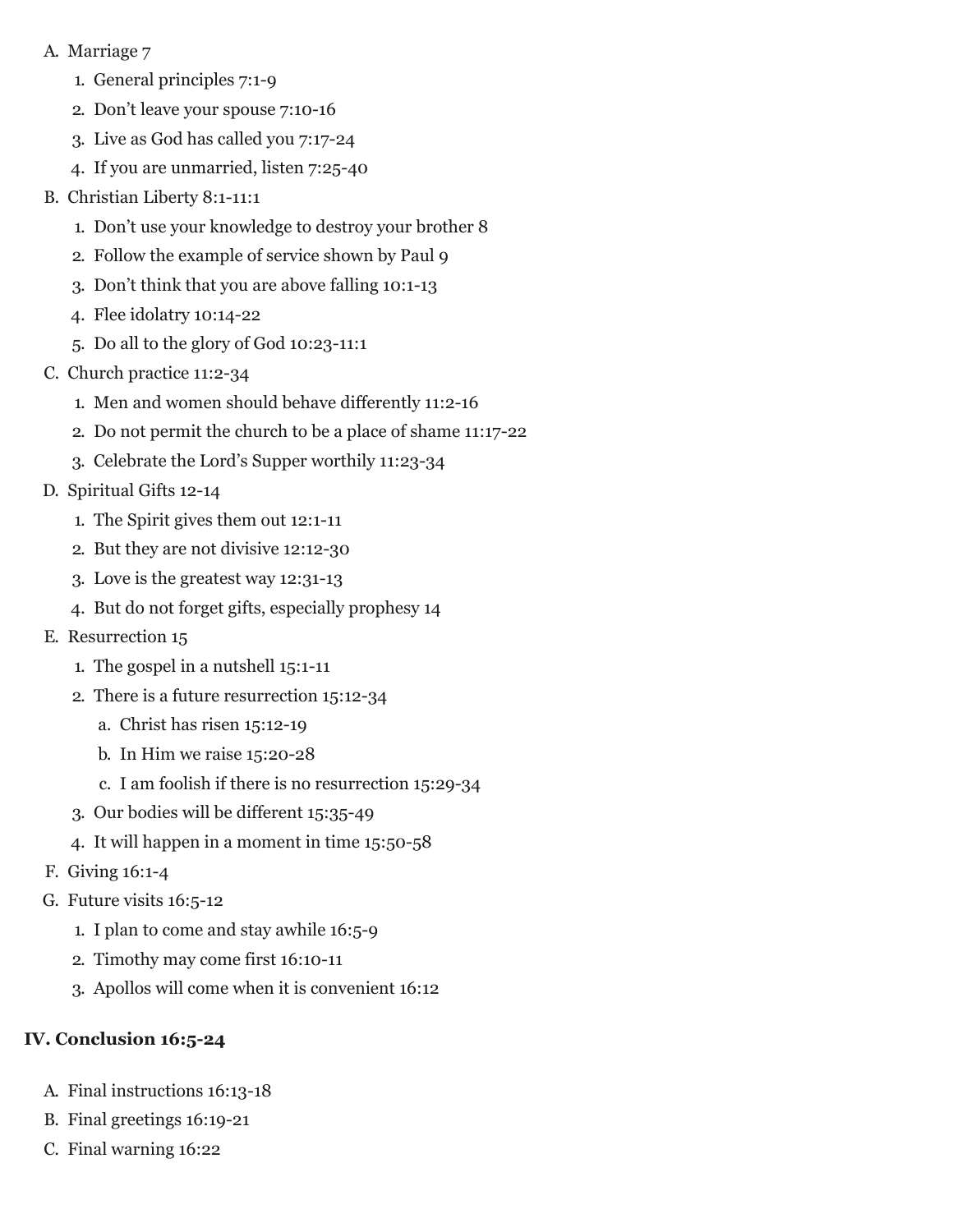A. Marriage 7
   1. General principles 7:1-9
   2. Don't leave your spouse 7:10-16
   3. Live as God has called you 7:17-24
   4. If you are unmarried, listen 7:25-40

B. Christian Liberty 8:1-11:1
   1. Don't use your knowledge to destroy your brother 8
   2. Follow the example of service shown by Paul 9
   3. Don't think that you are above falling 10:1-13
   4. Flee idolatry 10:14-22
   5. Do all to the glory of God 10:23-11:1

C. Church practice 11:2-34
   1. Men and women should behave differently 11:2-16
   2. Do not permit the church to be a place of shame 11:17-22
   3. Celebrate the Lord's Supper worthily 11:23-34

D. Spiritual Gifts 12-14
   1. The Spirit gives them out 12:1-11
   2. But they are not divisive 12:12-30
   3. Love is the greatest way 12:31-13
   4. But do not forget gifts, especially prophesy 14

E. Resurrection 15
   1. The gospel in a nutshell 15:1-11
   2. There is a future resurrection 15:12-34
      a. Christ has risen 15:12-19
      b. In Him we raise 15:20-28
      c. I am foolish if there is no resurrection 15:29-34
   3. Our bodies will be different 15:35-49
   4. It will happen in a moment in time 15:50-58

F. Giving 16:1-4

G. Future visits 16:5-12
   1. I plan to come and stay awhile 16:5-9
   2. Timothy may come first 16:10-11
   3. Apollos will come when it is convenient 16:12

### IV. Conclusion 16:5-24

A. Final instructions 16:13-18

B. Final greetings 16:19-21

C. Final warning 16:22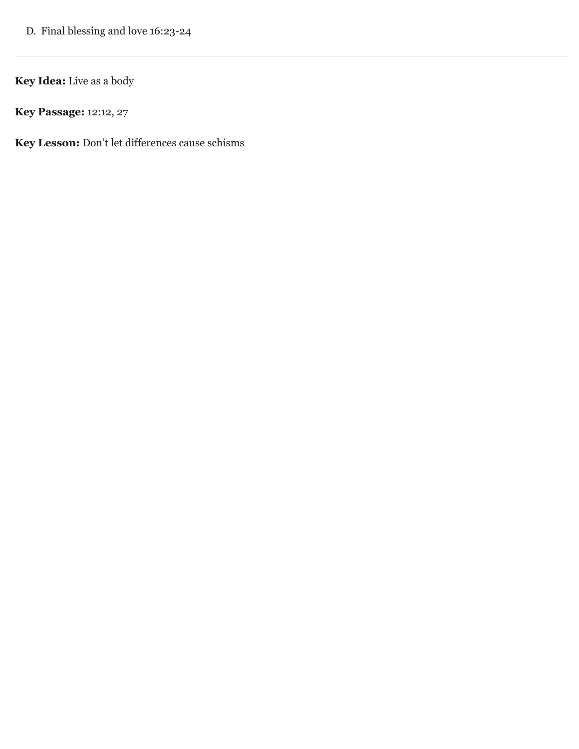D. Final blessing and love 16:23-24

---

**Key Idea:** Live as a body

**Key Passage:** 12:12, 27

**Key Lesson:** Don't let differences cause schisms